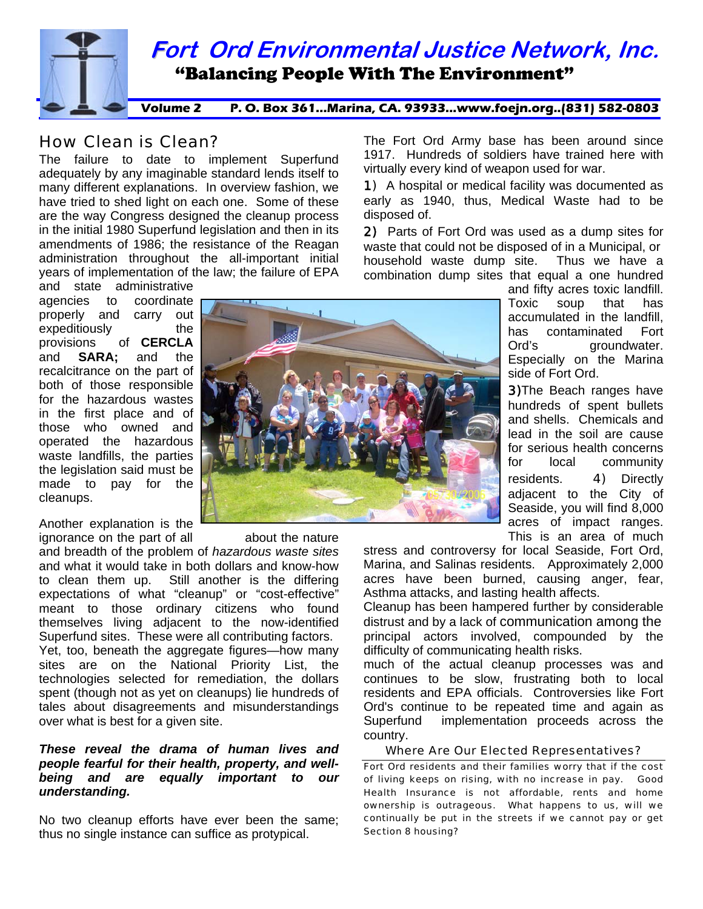# Fort Ord Environmental Justice Network, Inc.

**"Balancing People With The Environment"**

**Volume 2 P. O. Box 361...Marina, CA. 93933...www.foejn.org..(831) 582-0803**

## How Clean is Clean?

The failure to date to implement Superfund adequately by any imaginable standard lends itself to many different explanations. In overview fashion, we have tried to shed light on each one. Some of these are the way Congress designed the cleanup process in the initial 1980 Superfund legislation and then in its amendments of 1986; the resistance of the Reagan administration throughout the all-important initial years of implementation of the law; the failure of EPA and state administrative agencies to coordinate properly and carry out expeditiously the provisions of **CERCLA** and **SARA;** and the recalcitrance on the part of both of those responsible for the hazardous wastes in the first place and of those who owned and operated the hazardous waste landfills, the parties the legislation said must be made to pay for the cleanups.

Another explanation is the ignorance on the part of all about the nature and breadth of the problem of *hazardous waste sites* and what it would take in both dollars and know-how to clean them up. Still another is the differing expectations of what "cleanup" or "cost-effective" meant to those ordinary citizens who found themselves living adjacent to the now-identified Superfund sites. These were all contributing factors. Yet, too, beneath the aggregate figures—how many sites are on the National Priority List, the technologies selected for remediation, the dollars spent (though not as yet on cleanups) lie hundreds of tales about disagreements and misunderstandings over what is best for a given site.

***These reveal the drama of human lives and people fearful for their health, property, and well-being and are equally important to our understanding.***

No two cleanup efforts have ever been the same; thus no single instance can suffice as protypical.

The Fort Ord Army base has been around since 1917. Hundreds of soldiers have trained here with virtually every kind of weapon used for war.

1) A hospital or medical facility was documented as early as 1940, thus, Medical Waste had to be disposed of.

2) Parts of Fort Ord was used as a dump sites for waste that could not be disposed of in a Municipal, or household waste dump site. Thus we have a combination dump sites that equal a one hundred and fifty acres toxic landfill. Toxic soup that has accumulated in the landfill, has contaminated Fort Ord's groundwater. Especially on the Marina side of Fort Ord.

3)The Beach ranges have hundreds of spent bullets and shells. Chemicals and lead in the soil are cause for serious health concerns for local community residents. 4) Directly adjacent to the City of Seaside, you will find 8,000 acres of impact ranges. This is an area of much stress and controversy for local Seaside, Fort Ord, Marina, and Salinas residents. Approximately 2,000 acres have been burned, causing anger, fear, Asthma attacks, and lasting health affects.

Cleanup has been hampered further by considerable distrust and by a lack of communication among the principal actors involved, compounded by the difficulty of communicating health risks.

much of the actual cleanup processes was and continues to be slow, frustrating both to local residents and EPA officials. Controversies like Fort Ord's continue to be repeated time and again as Superfund implementation proceeds across the country.

### Where Are Our Elected Representatives?

Fort Ord residents and their families worry that if the cost of living keeps on rising, with no increase in pay. Good Health Insurance is not affordable, rents and home ownership is outrageous. What happens to us, will we continually be put in the streets if we cannot pay or get Section 8 housing?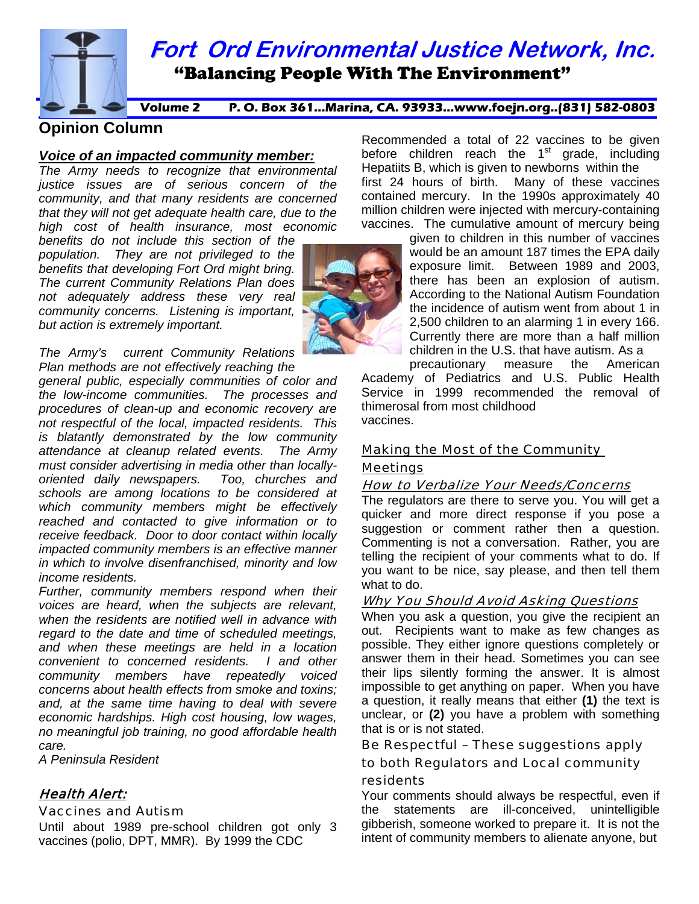# Fort Ord Environmental Justice Network, Inc.

"Balancing People With The Environment"

**Volume 2 P. O. Box 361…Marina, CA. 93933…www.foejn.org..(831) 582-0803**

## Opinion Column

### *Voice of an impacted community member:*

*The Army needs to recognize that environmental justice issues are of serious concern of the community, and that many residents are concerned that they will not get adequate health care, due to the high cost of health insurance, most economic benefits do not include this section of the population. They are not privileged to the benefits that developing Fort Ord might bring. The current Community Relations Plan does not adequately address these very real community concerns. Listening is important, but action is extremely important.*

*The Army's current Community Relations Plan methods are not effectively reaching the general public, especially communities of color and the low-income communities. The processes and procedures of clean-up and economic recovery are not respectful of the local, impacted residents. This is blatantly demonstrated by the low community attendance at cleanup related events. The Army must consider advertising in media other than locally-oriented daily newspapers. Too, churches and schools are among locations to be considered at which community members might be effectively reached and contacted to give information or to receive feedback. Door to door contact within locally impacted community members is an effective manner in which to involve disenfranchised, minority and low income residents.*

*Further, community members respond when their voices are heard, when the subjects are relevant, when the residents are notified well in advance with regard to the date and time of scheduled meetings, and when these meetings are held in a location convenient to concerned residents. I and other community members have repeatedly voiced concerns about health effects from smoke and toxins; and, at the same time having to deal with severe economic hardships. High cost housing, low wages, no meaningful job training, no good affordable health care.*

*A Peninsula Resident*

### *Health Alert:*

#### Vaccines and Autism

Until about 1989 pre-school children got only 3 vaccines (polio, DPT, MMR). By 1999 the CDC Recommended a total of 22 vaccines to be given before children reach the 1st grade, including Hepatiits B, which is given to newborns within the first 24 hours of birth. Many of these vaccines contained mercury. In the 1990s approximately 40 million children were injected with mercury-containing vaccines. The cumulative amount of mercury being given to children in this number of vaccines would be an amount 187 times the EPA daily exposure limit. Between 1989 and 2003, there has been an explosion of autism. According to the National Autism Foundation the incidence of autism went from about 1 in 2,500 children to an alarming 1 in every 166. Currently there are more than a half million children in the U.S. that have autism. As a precautionary measure the American Academy of Pediatrics and U.S. Public Health Service in 1999 recommended the removal of thimerosal from most childhood vaccines.

### Making the Most of the Community Meetings

#### *How to Verbalize Your Needs/Concerns*

The regulators are there to serve you. You will get a quicker and more direct response if you pose a suggestion or comment rather then a question. Commenting is not a conversation. Rather, you are telling the recipient of your comments what to do. If you want to be nice, say please, and then tell them what to do.

#### *Why You Should Avoid Asking Questions*

When you ask a question, you give the recipient an out. Recipients want to make as few changes as possible. They either ignore questions completely or answer them in their head. Sometimes you can see their lips silently forming the answer. It is almost impossible to get anything on paper. When you have a question, it really means that either **(1)** the text is unclear, or **(2)** you have a problem with something that is or is not stated.

#### Be Respectful – These suggestions apply to both Regulators and Local community residents

Your comments should always be respectful, even if the statements are ill-conceived, unintelligible gibberish, someone worked to prepare it. It is not the intent of community members to alienate anyone, but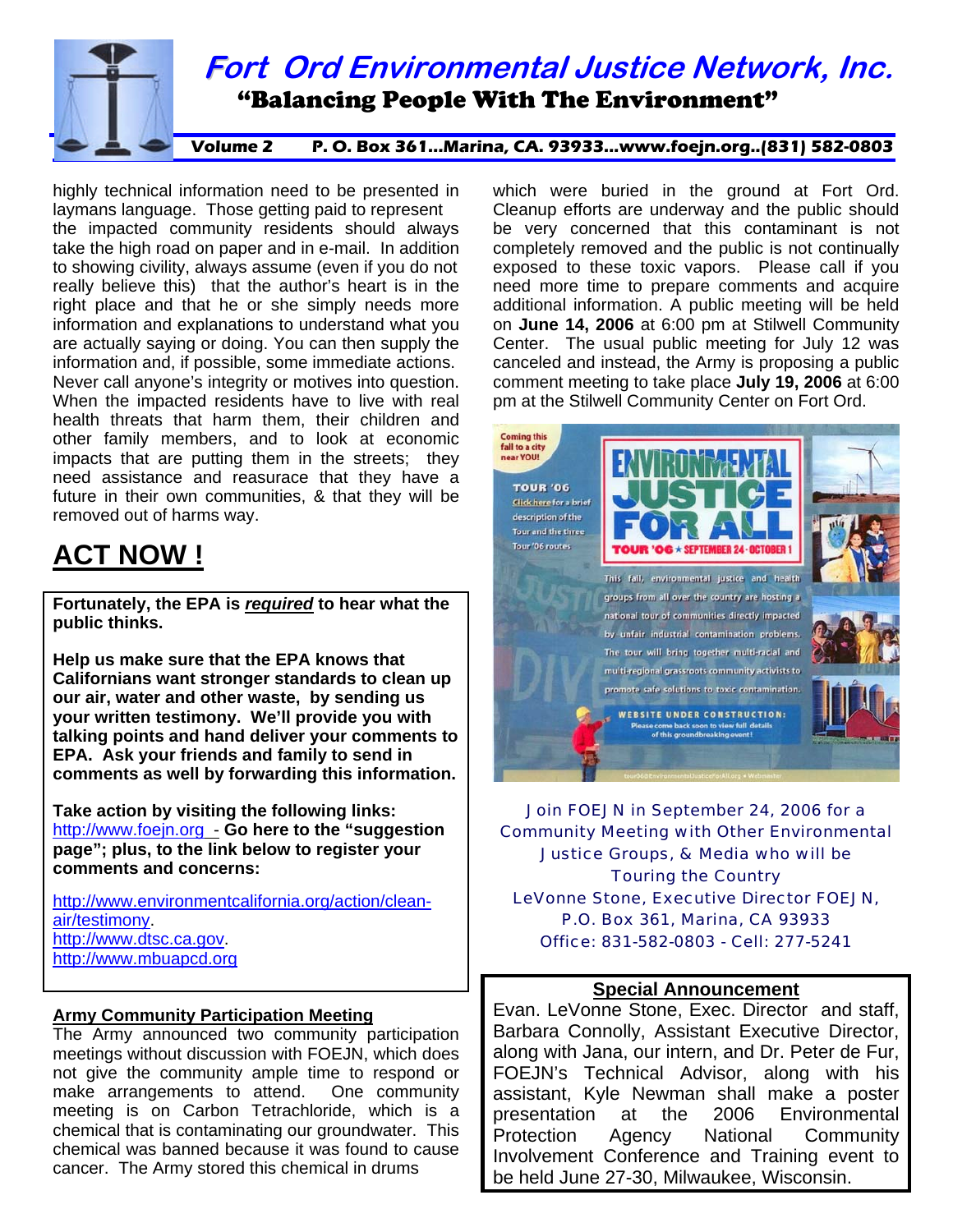# Fort Ord Environmental Justice Network, Inc.

**"Balancing People With The Environment"**

highly technical information need to be presented in laymans language. Those getting paid to represent the impacted community residents should always take the high road on paper and in e-mail. In addition to showing civility, always assume (even if you do not really believe this) that the author's heart is in the right place and that he or she simply needs more information and explanations to understand what you are actually saying or doing. You can then supply the information and, if possible, some immediate actions. Never call anyone's integrity or motives into question. When the impacted residents have to live with real health threats that harm them, their children and other family members, and to look at economic impacts that are putting them in the streets; they need assistance and reasurace that they have a future in their own communities, & that they will be removed out of harms way.

## ACT NOW !

**Fortunately, the EPA is *required* to hear what the public thinks.**

**Help us make sure that the EPA knows that Californians want stronger standards to clean up our air, water and other waste, by sending us your written testimony. We'll provide you with talking points and hand deliver your comments to EPA. Ask your friends and family to send in comments as well by forwarding this information.**

**Take action by visiting the following links:** http://www.foejn.org - **Go here to the "suggestion page"; plus, to the link below to register your comments and concerns:**

http://www.environmentcalifornia.org/action/clean-air/testimony.
http://www.dtsc.ca.gov.
http://www.mbuapcd.org

**Army Community Participation Meeting**

The Army announced two community participation meetings without discussion with FOEJN, which does not give the community ample time to respond or make arrangements to attend. One community meeting is on Carbon Tetrachloride, which is a chemical that is contaminating our groundwater. This chemical was banned because it was found to cause cancer. The Army stored this chemical in drums which were buried in the ground at Fort Ord. Cleanup efforts are underway and the public should be very concerned that this contaminant is not completely removed and the public is not continually exposed to these toxic vapors. Please call if you need more time to prepare comments and acquire additional information. A public meeting will be held on **June 14, 2006** at 6:00 pm at Stilwell Community Center. The usual public meeting for July 12 was canceled and instead, the Army is proposing a public comment meeting to take place **July 19, 2006** at 6:00 pm at the Stilwell Community Center on Fort Ord.

Join FOEJN in September 24, 2006 for a Community Meeting with Other Environmental Justice Groups, & Media who will be Touring the Country
LeVonne Stone, Executive Director FOEJN, P.O. Box 361, Marina, CA 93933
Office: 831-582-0803 - Cell: 277-5241

**Special Announcement**

Evan. LeVonne Stone, Exec. Director and staff, Barbara Connolly, Assistant Executive Director, along with Jana, our intern, and Dr. Peter de Fur, FOEJN's Technical Advisor, along with his assistant, Kyle Newman shall make a poster presentation at the 2006 Environmental Protection Agency National Community Involvement Conference and Training event to be held June 27-30, Milwaukee, Wisconsin.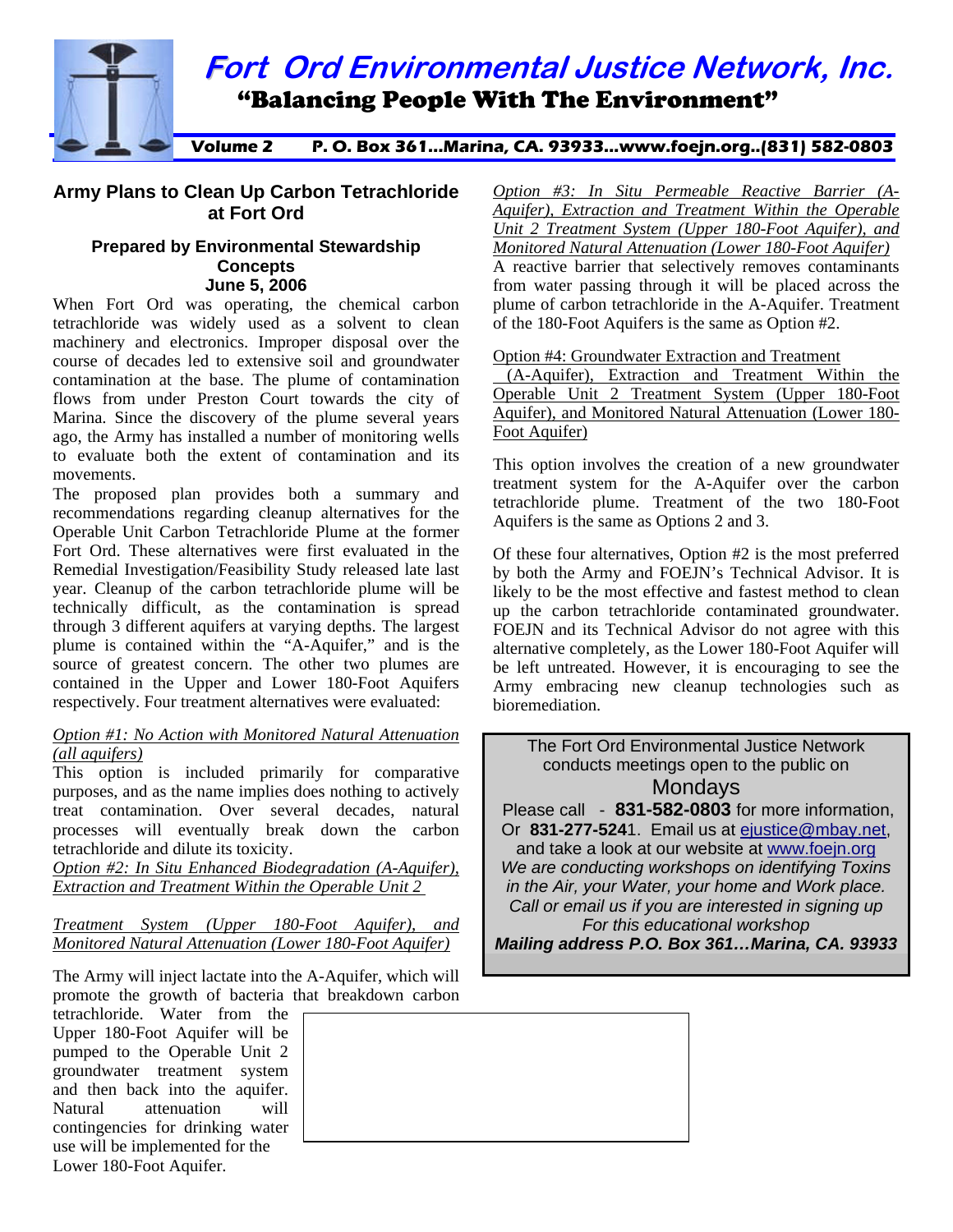# Fort Ord Environmental Justice Network, Inc.

**"Balancing People With The Environment"**

**Volume 2 P. O. Box 361…Marina, CA. 93933…www.foejn.org..(831) 582-0803**

## Army Plans to Clean Up Carbon Tetrachloride at Fort Ord

### Prepared by Environmental Stewardship Concepts
### June 5, 2006

When Fort Ord was operating, the chemical carbon tetrachloride was widely used as a solvent to clean machinery and electronics. Improper disposal over the course of decades led to extensive soil and groundwater contamination at the base. The plume of contamination flows from under Preston Court towards the city of Marina. Since the discovery of the plume several years ago, the Army has installed a number of monitoring wells to evaluate both the extent of contamination and its movements.

The proposed plan provides both a summary and recommendations regarding cleanup alternatives for the Operable Unit Carbon Tetrachloride Plume at the former Fort Ord. These alternatives were first evaluated in the Remedial Investigation/Feasibility Study released late last year. Cleanup of the carbon tetrachloride plume will be technically difficult, as the contamination is spread through 3 different aquifers at varying depths. The largest plume is contained within the "A-Aquifer," and is the source of greatest concern. The other two plumes are contained in the Upper and Lower 180-Foot Aquifers respectively. Four treatment alternatives were evaluated:

*Option #1: No Action with Monitored Natural Attenuation (all aquifers)*

This option is included primarily for comparative purposes, and as the name implies does nothing to actively treat contamination. Over several decades, natural processes will eventually break down the carbon tetrachloride and dilute its toxicity.

*Option #2: In Situ Enhanced Biodegradation (A-Aquifer), Extraction and Treatment Within the Operable Unit 2 Treatment System (Upper 180-Foot Aquifer), and Monitored Natural Attenuation (Lower 180-Foot Aquifer)*

The Army will inject lactate into the A-Aquifer, which will promote the growth of bacteria that breakdown carbon tetrachloride. Water from the Upper 180-Foot Aquifer will be pumped to the Operable Unit 2 groundwater treatment system and then back into the aquifer. Natural attenuation will contingencies for drinking water use will be implemented for the Lower 180-Foot Aquifer.

*Option #3: In Situ Permeable Reactive Barrier (A-Aquifer), Extraction and Treatment Within the Operable Unit 2 Treatment System (Upper 180-Foot Aquifer), and Monitored Natural Attenuation (Lower 180-Foot Aquifer)*

A reactive barrier that selectively removes contaminants from water passing through it will be placed across the plume of carbon tetrachloride in the A-Aquifer. Treatment of the 180-Foot Aquifers is the same as Option #2.

Option #4: Groundwater Extraction and Treatment (A-Aquifer), Extraction and Treatment Within the Operable Unit 2 Treatment System (Upper 180-Foot Aquifer), and Monitored Natural Attenuation (Lower 180-Foot Aquifer)

This option involves the creation of a new groundwater treatment system for the A-Aquifer over the carbon tetrachloride plume. Treatment of the two 180-Foot Aquifers is the same as Options 2 and 3.

Of these four alternatives, Option #2 is the most preferred by both the Army and FOEJN's Technical Advisor. It is likely to be the most effective and fastest method to clean up the carbon tetrachloride contaminated groundwater. FOEJN and its Technical Advisor do not agree with this alternative completely, as the Lower 180-Foot Aquifer will be left untreated. However, it is encouraging to see the Army embracing new cleanup technologies such as bioremediation.

---

The Fort Ord Environmental Justice Network conducts meetings open to the public on

Mondays

Please call - **831-582-0803** for more information, Or **831-277-5241**. Email us at ejustice@mbay.net, and take a look at our website at www.foejn.org

*We are conducting workshops on identifying Toxins in the Air, your Water, your home and Work place. Call or email us if you are interested in signing up For this educational workshop*

***Mailing address P.O. Box 361…Marina, CA. 93933***